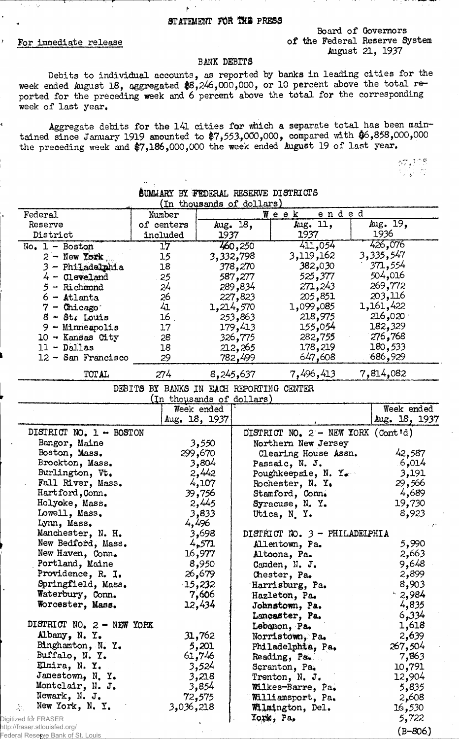STATEMENT FOR THE PRESS

For immediate release

Board of Governors
of the Federal Reserve System
August 21, 1937

BANK DEBITS

Debits to individual accounts, as reported by banks in leading cities for the week ended August 18, aggregated $8,246,000,000, or 10 percent above the total reported for the preceding week and 6 percent above the total for the corresponding week of last year.

Aggregate debits for the 141 cities for which a separate total has been maintained since January 1919 amounted to $7,553,000,000, compared with $6,858,000,000 the preceding week and $7,186,000,000 the week ended August 19 of last year.

SUMMARY BY FEDERAL RESERVE DISTRICTS
(In thousands of dollars)

| Federal Reserve District | Number of centers included | Week ended Aug. 18, 1937 | Week ended Aug. 11, 1937 | Week ended Aug. 19, 1936 |
|---|---|---|---|---|
| No. 1 - Boston | 17 | 460,250 | 411,054 | 426,076 |
| 2 - New York | 15 | 3,332,798 | 3,119,162 | 3,335,547 |
| 3 - Philadelphia | 18 | 378,270 | 382,030 | 371,554 |
| 4 - Cleveland | 25 | 587,277 | 525,377 | 504,016 |
| 5 - Richmond | 24 | 289,834 | 271,243 | 269,772 |
| 6 - Atlanta | 26 | 227,823 | 205,851 | 203,116 |
| 7 - Chicago | 41 | 1,214,570 | 1,099,085 | 1,161,422 |
| 8 - St. Louis | 16 | 253,863 | 218,975 | 216,020 |
| 9 - Minneapolis | 17 | 179,413 | 155,054 | 182,329 |
| 10 - Kansas City | 28 | 326,775 | 282,755 | 276,768 |
| 11 - Dallas | 18 | 212,265 | 178,219 | 180,533 |
| 12 - San Francisco | 29 | 782,499 | 647,608 | 686,929 |
| TOTAL | 274 | 8,245,637 | 7,496,413 | 7,814,082 |

DEBITS BY BANKS IN EACH REPORTING CENTER
(In thousands of dollars)

| | Week ended Aug. 18, 1937 |
|---|---|
| **DISTRICT NO. 1 - BOSTON** | |
| Bangor, Maine | 3,550 |
| Boston, Mass. | 299,670 |
| Brockton, Mass. | 3,804 |
| Burlington, Vt. | 2,442 |
| Fall River, Mass. | 4,107 |
| Hartford, Conn. | 39,756 |
| Holyoke, Mass. | 2,445 |
| Lowell, Mass. | 3,833 |
| Lynn, Mass. | 4,496 |
| Manchester, N. H. | 3,698 |
| New Bedford, Mass. | 4,571 |
| New Haven, Conn. | 16,977 |
| Portland, Maine | 8,950 |
| Providence, R. I. | 26,679 |
| Springfield, Mass. | 15,232 |
| Waterbury, Conn. | 7,606 |
| Worcester, Mass. | 12,434 |
| **DISTRICT NO. 2 - NEW YORK** | |
| Albany, N. Y. | 31,762 |
| Binghamton, N. Y. | 5,201 |
| Buffalo, N. Y. | 61,746 |
| Elmira, N. Y. | 3,524 |
| Jamestown, N. Y. | 3,218 |
| Montclair, N. J. | 3,854 |
| Newark, N. J. | 72,575 |
| New York, N. Y. | 3,036,218 |
| **DISTRICT NO. 2 - NEW YORK (Cont'd)** | |
| Northern New Jersey Clearing House Assn. | 42,587 |
| Passaic, N. J. | 6,014 |
| Poughkeepsie, N. Y. | 3,191 |
| Rochester, N. Y. | 29,566 |
| Stamford, Conn. | 4,689 |
| Syracuse, N. Y. | 19,730 |
| Utica, N. Y. | 8,923 |
| **DISTRICT NO. 3 - PHILADELPHIA** | |
| Allentown, Pa. | 5,990 |
| Altoona, Pa. | 2,663 |
| Camden, N. J. | 9,648 |
| Chester, Pa. | 2,899 |
| Harrisburg, Pa. | 8,903 |
| Hazleton, Pa. | 2,984 |
| Johnstown, Pa. | 4,835 |
| Lancaster, Pa. | 6,334 |
| Lebanon, Pa. | 1,618 |
| Norristown, Pa. | 2,639 |
| Philadelphia, Pa. | 267,504 |
| Reading, Pa. | 7,863 |
| Scranton, Pa. | 10,791 |
| Trenton, N. J. | 12,904 |
| Wilkes-Barre, Pa. | 5,835 |
| Williamsport, Pa. | 2,608 |
| Wilmington, Del. | 16,530 |
| York, Pa. | 5,722 |

(B-806)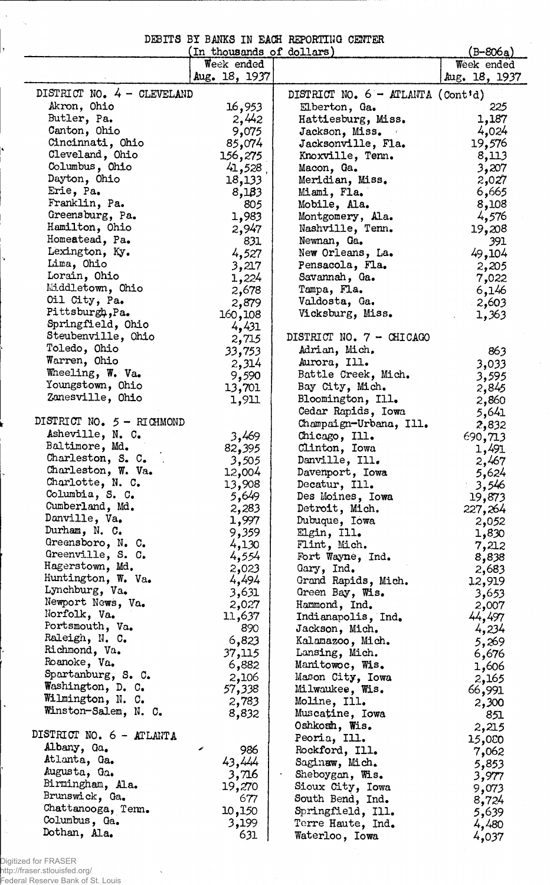# DEBITS BY BANKS IN EACH REPORTING CENTER

(In thousands of dollars) (B-806a)

| | Week ended Aug. 18, 1937 | | Week ended Aug. 18, 1937 |
|---|---|---|---|
| DISTRICT NO. 4 - CLEVELAND | | DISTRICT NO. 6 - ATLANTA (Cont'd) | |
| Akron, Ohio | 16,953 | Elberton, Ga. | 225 |
| Butler, Pa. | 2,442 | Hattiesburg, Miss. | 1,187 |
| Canton, Ohio | 9,075 | Jackson, Miss. | 4,024 |
| Cincinnati, Ohio | 85,074 | Jacksonville, Fla. | 19,576 |
| Cleveland, Ohio | 156,275 | Knoxville, Tenn. | 8,113 |
| Columbus, Ohio | 41,528 | Macon, Ga. | 3,207 |
| Dayton, Ohio | 18,133 | Meridian, Miss. | 2,027 |
| Erie, Pa. | 8,183 | Miami, Fla. | 6,665 |
| Franklin, Pa. | 805 | Mobile, Ala. | 8,108 |
| Greensburg, Pa. | 1,983 | Montgomery, Ala. | 4,576 |
| Hamilton, Ohio | 2,947 | Nashville, Tenn. | 19,208 |
| Homestead, Pa. | 831 | Newnan, Ga. | 391 |
| Lexington, Ky. | 4,527 | New Orleans, La. | 49,104 |
| Lima, Ohio | 3,217 | Pensacola, Fla. | 2,205 |
| Lorain, Ohio | 1,224 | Savannah, Ga. | 7,022 |
| Middletown, Ohio | 2,678 | Tampa, Fla. | 6,146 |
| Oil City, Pa. | 2,879 | Valdosta, Ga. | 2,603 |
| Pittsburgh, Pa. | 160,108 | Vicksburg, Miss. | 1,363 |
| Springfield, Ohio | 4,431 | | |
| Steubenville, Ohio | 2,715 | DISTRICT NO. 7 - CHICAGO | |
| Toledo, Ohio | 33,753 | Adrian, Mich. | 863 |
| Warren, Ohio | 2,314 | Aurora, Ill. | 3,033 |
| Wheeling, W. Va. | 9,590 | Battle Creek, Mich. | 3,595 |
| Youngstown, Ohio | 13,701 | Bay City, Mich. | 2,845 |
| Zanesville, Ohio | 1,911 | Bloomington, Ill. | 2,860 |
| | | Cedar Rapids, Iowa | 5,641 |
| DISTRICT NO. 5 - RICHMOND | | Champaign-Urbana, Ill. | 2,832 |
| Asheville, N. C. | 3,469 | Chicago, Ill. | 690,713 |
| Baltimore, Md. | 82,395 | Clinton, Iowa | 1,491 |
| Charleston, S. C. | 3,505 | Danville, Ill. | 2,467 |
| Charleston, W. Va. | 12,004 | Davenport, Iowa | 5,624 |
| Charlotte, N. C. | 13,908 | Decatur, Ill. | 3,546 |
| Columbia, S. C. | 5,649 | Des Moines, Iowa | 19,873 |
| Cumberland, Md. | 2,283 | Detroit, Mich. | 227,264 |
| Danville, Va. | 1,997 | Dubuque, Iowa | 2,052 |
| Durham, N. C. | 9,359 | Elgin, Ill. | 1,830 |
| Greensboro, N. C. | 4,130 | Flint, Mich. | 7,212 |
| Greenville, S. C. | 4,554 | Fort Wayne, Ind. | 8,838 |
| Hagerstown, Md. | 2,023 | Gary, Ind. | 2,683 |
| Huntington, W. Va. | 4,494 | Grand Rapids, Mich. | 12,919 |
| Lynchburg, Va. | 3,631 | Green Bay, Wis. | 3,653 |
| Newport News, Va. | 2,027 | Hammond, Ind. | 2,007 |
| Norfolk, Va. | 11,637 | Indianapolis, Ind. | 44,497 |
| Portsmouth, Va. | 890 | Jackson, Mich. | 4,234 |
| Raleigh, N. C. | 6,823 | Kalamazoo, Mich. | 5,269 |
| Richmond, Va. | 37,115 | Lansing, Mich. | 6,676 |
| Roanoke, Va. | 6,882 | Manitowoc, Wis. | 1,606 |
| Spartanburg, S. C. | 2,106 | Mason City, Iowa | 2,165 |
| Washington, D. C. | 57,338 | Milwaukee, Wis. | 66,991 |
| Wilmington, N. C. | 2,783 | Moline, Ill. | 2,300 |
| Winston-Salem, N. C. | 8,832 | Muscatine, Iowa | 851 |
| | | Oshkosh, Wis. | 2,215 |
| DISTRICT NO. 6 - ATLANTA | | Peoria, Ill. | 15,080 |
| Albany, Ga. | 986 | Rockford, Ill. | 7,062 |
| Atlanta, Ga. | 43,444 | Saginaw, Mich. | 5,853 |
| Augusta, Ga. | 3,716 | Sheboygan, Wis. | 3,977 |
| Birmingham, Ala. | 19,270 | Sioux City, Iowa | 9,073 |
| Brunswick, Ga. | 677 | South Bend, Ind. | 8,724 |
| Chattanooga, Tenn. | 10,150 | Springfield, Ill. | 5,639 |
| Columbus, Ga. | 3,199 | Terre Haute, Ind. | 4,480 |
| Dothan, Ala. | 631 | Waterloo, Iowa | 4,037 |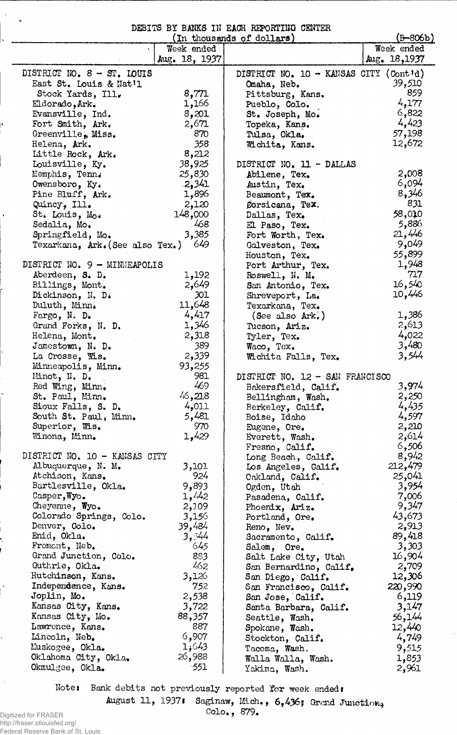# DEBITS BY BANKS IN EACH REPORTING CENTER

(In thousands of dollars) (B-806b)

| | Week ended Aug. 18, 1937 | | Week ended Aug. 18, 1937 |
|---|---|---|---|
| **DISTRICT NO. 8 - ST. LOUIS** | | **DISTRICT NO. 10 - KANSAS CITY (Cont'd)** | |
| East St. Louis & Nat'l | | Omaha, Neb. | 39,510 |
| Stock Yards, Ill. | 8,771 | Pittsburg, Kans. | 859 |
| Eldorado, Ark. | 1,166 | Pueblo, Colo. | 4,177 |
| Evansville, Ind. | 8,201 | St. Joseph, Mo. | 6,822 |
| Fort Smith, Ark. | 2,671 | Topeka, Kans. | 4,423 |
| Greenville, Miss. | 870 | Tulsa, Okla. | 57,198 |
| Helena, Ark. | 358 | Wichita, Kans. | 12,672 |
| Little Rock, Ark. | 8,212 | | |
| Louisville, Ky. | 38,925 | **DISTRICT NO. 11 - DALLAS** | |
| Memphis, Tenn. | 25,830 | Abilene, Tex. | 2,008 |
| Owensboro, Ky. | 2,341 | Austin, Tex. | 6,094 |
| Pine Bluff, Ark. | 1,896 | Beaumont, Tex. | 8,346 |
| Quincy, Ill. | 2,120 | Corsicana, Tex. | 831 |
| St. Louis, Mo. | 148,000 | Dallas, Tex. | 58,010 |
| Sedalia, Mo. | 468 | El Paso, Tex. | 5,886 |
| Springfield, Mo. | 3,385 | Fort Worth, Tex. | 21,446 |
| Texarkana, Ark. (See also Tex.) | 649 | Galveston, Tex. | 9,049 |
| | | Houston, Tex. | 55,899 |
| **DISTRICT NO. 9 - MINNEAPOLIS** | | Port Arthur, Tex. | 1,948 |
| Aberdeen, S. D. | 1,192 | Roswell, N. M. | 717 |
| Billings, Mont. | 2,649 | San Antonio, Tex. | 16,540 |
| Dickinson, N. D. | 301 | Shreveport, La. | 10,446 |
| Duluth, Minn. | 11,648 | Texarkana, Tex. | |
| Fargo, N. D. | 4,417 | (See also Ark.) | 1,386 |
| Grand Forks, N. D. | 1,346 | Tucson, Ariz. | 2,613 |
| Helena, Mont. | 2,318 | Tyler, Tex. | 4,022 |
| Jamestown, N. D. | 389 | Waco, Tex. | 3,480 |
| La Crosse, Wis. | 2,339 | Wichita Falls, Tex. | 3,544 |
| Minneapolis, Minn. | 93,255 | | |
| Minot, N. D. | 981 | **DISTRICT NO. 12 - SAN FRANCISCO** | |
| Red Wing, Minn. | 469 | Bakersfield, Calif. | 3,974 |
| St. Paul, Minn. | 46,218 | Bellingham, Wash. | 2,250 |
| Sioux Falls, S. D. | 4,011 | Berkeley, Calif. | 4,435 |
| South St. Paul, Minn. | 5,481 | Boise, Idaho | 4,597 |
| Superior, Wis. | 970 | Eugene, Ore. | 2,210 |
| Winona, Minn. | 1,429 | Everett, Wash. | 2,614 |
| | | Fresno, Calif. | 6,506 |
| **DISTRICT NO. 10 - KANSAS CITY** | | Long Beach, Calif. | 8,942 |
| Albuquerque, N. M. | 3,101 | Los Angeles, Calif. | 212,479 |
| Atchison, Kans. | 924 | Oakland, Calif. | 25,041 |
| Bartlesville, Okla. | 9,893 | Ogden, Utah | 3,954 |
| Casper, Wyo. | 1,442 | Pasadena, Calif. | 7,006 |
| Cheyenne, Wyo. | 2,109 | Phoenix, Ariz. | 9,347 |
| Colorado Springs, Colo. | 3,156 | Portland, Ore. | 43,673 |
| Denver, Colo. | 39,484 | Reno, Nev. | 2,913 |
| Enid, Okla. | 3,544 | Sacramento, Calif. | 89,418 |
| Fremont, Neb. | 645 | Salem, Ore. | 3,303 |
| Grand Junction, Colo. | 883 | Salt Lake City, Utah | 16,904 |
| Guthrie, Okla. | 462 | San Bernardino, Calif. | 2,709 |
| Hutchinson, Kans. | 3,126 | San Diego, Calif. | 12,306 |
| Independence, Kans. | 752 | San Francisco, Calif. | 220,990 |
| Joplin, Mo. | 2,538 | San Jose, Calif. | 6,119 |
| Kansas City, Kans. | 3,722 | Santa Barbara, Calif. | 3,147 |
| Kansas City, Mo. | 88,357 | Seattle, Wash. | 56,144 |
| Lawrence, Kans. | 887 | Spokane, Wash. | 12,440 |
| Lincoln, Neb. | 6,907 | Stockton, Calif. | 4,749 |
| Muskogee, Okla. | 1,643 | Tacoma, Wash. | 9,515 |
| Oklahoma City, Okla. | 26,988 | Walla Walla, Wash. | 1,853 |
| Okmulgee, Okla. | 551 | Yakima, Wash. | 2,961 |

Note: Bank debits not previously reported for week ended: August 11, 1937: Saginaw, Mich., 6,436; Grand Junction, Colo., 879.